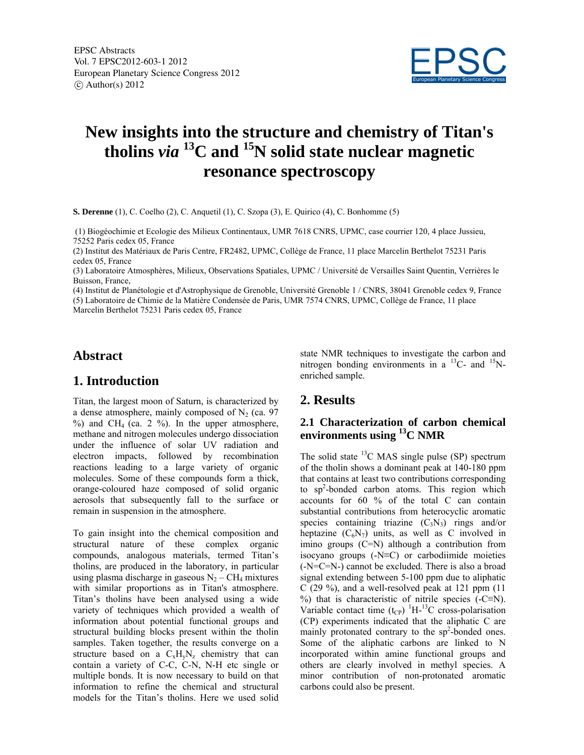# New insights into the structure and chemistry of Titan's tholins *via* $^{13}C$ and $^{15}N$ solid state nuclear magnetic resonance spectroscopy

**S. Derenne** (1), C. Coelho (2), C. Anquetil (1), C. Szopa (3), E. Quirico (4), C. Bonhomme (5)

(1) Biogéochimie et Ecologie des Milieux Continentaux, UMR 7618 CNRS, UPMC, case courrier 120, 4 place Jussieu, 75252 Paris cedex 05, France

(2) Institut des Matériaux de Paris Centre, FR2482, UPMC, Collège de France, 11 place Marcelin Berthelot 75231 Paris cedex 05, France

(3) Laboratoire Atmosphères, Milieux, Observations Spatiales, UPMC / Université de Versailles Saint Quentin, Verrières le Buisson, France,

(4) Institut de Planétologie et d'Astrophysique de Grenoble, Université Grenoble 1 / CNRS, 38041 Grenoble cedex 9, France

(5) Laboratoire de Chimie de la Matière Condensée de Paris, UMR 7574 CNRS, UPMC, Collège de France, 11 place Marcelin Berthelot 75231 Paris cedex 05, France

## Abstract

## 1. Introduction

Titan, the largest moon of Saturn, is characterized by a dense atmosphere, mainly composed of $N_2$ (ca. 97 %) and $CH_4$ (ca. 2 %). In the upper atmosphere, methane and nitrogen molecules undergo dissociation under the influence of solar UV radiation and electron impacts, followed by recombination reactions leading to a large variety of organic molecules. Some of these compounds form a thick, orange-coloured haze composed of solid organic aerosols that subsequently fall to the surface or remain in suspension in the atmosphere.

To gain insight into the chemical composition and structural nature of these complex organic compounds, analogous materials, termed Titan's tholins, are produced in the laboratory, in particular using plasma discharge in gaseous $N_2 - CH_4$ mixtures with similar proportions as in Titan's atmosphere. Titan's tholins have been analysed using a wide variety of techniques which provided a wealth of information about potential functional groups and structural building blocks present within the tholin samples. Taken together, the results converge on a structure based on a $C_xH_yN_z$ chemistry that can contain a variety of C-C, C-N, N-H etc single or multiple bonds. It is now necessary to build on that information to refine the chemical and structural models for the Titan's tholins. Here we used solid state NMR techniques to investigate the carbon and nitrogen bonding environments in a $^{13}C$- and $^{15}N$-enriched sample.

## 2. Results

### 2.1 Characterization of carbon chemical environments using $^{13}C$ NMR

The solid state $^{13}C$ MAS single pulse (SP) spectrum of the tholin shows a dominant peak at 140-180 ppm that contains at least two contributions corresponding to $sp^2$-bonded carbon atoms. This region which accounts for 60 % of the total C can contain substantial contributions from heterocyclic aromatic species containing triazine ($C_3N_3$) rings and/or heptazine ($C_6N_7$) units, as well as C involved in imino groups (C=N) although a contribution from isocyano groups (-N≡C) or carbodiimide moieties (-N=C=N-) cannot be excluded. There is also a broad signal extending between 5-100 ppm due to aliphatic C (29 %), and a well-resolved peak at 121 ppm (11 %) that is characteristic of nitrile species (-C≡N). Variable contact time ($t_{CP}$) $^1H$-$^{13}C$ cross-polarisation (CP) experiments indicated that the aliphatic C are mainly protonated contrary to the $sp^2$-bonded ones. Some of the aliphatic carbons are linked to N incorporated within amine functional groups and others are clearly involved in methyl species. A minor contribution of non-protonated aromatic carbons could also be present.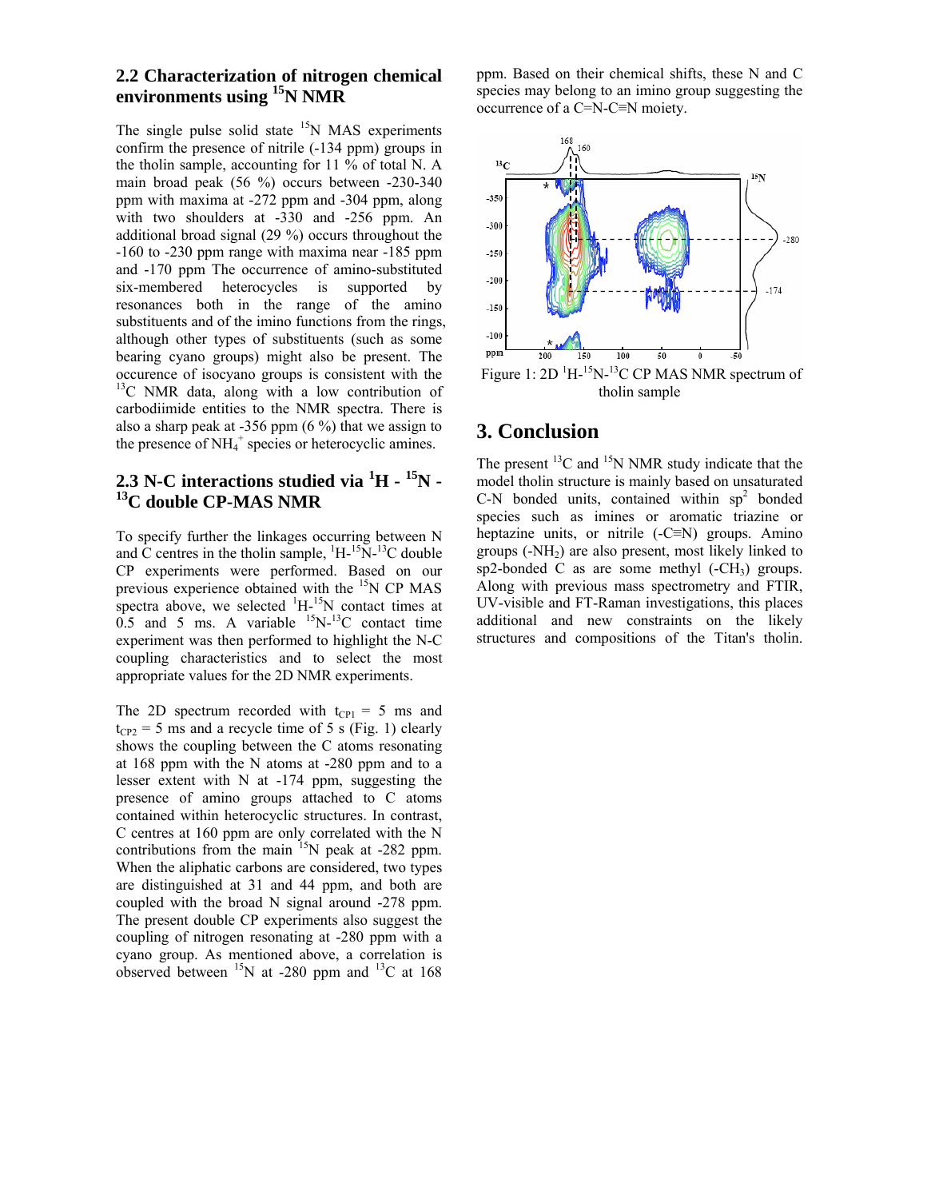## 2.2 Characterization of nitrogen chemical environments using $^{15}$N NMR

The single pulse solid state $^{15}$N MAS experiments confirm the presence of nitrile (-134 ppm) groups in the tholin sample, accounting for 11 % of total N. A main broad peak (56 %) occurs between -230-340 ppm with maxima at -272 ppm and -304 ppm, along with two shoulders at -330 and -256 ppm. An additional broad signal (29 %) occurs throughout the -160 to -230 ppm range with maxima near -185 ppm and -170 ppm The occurrence of amino-substituted six-membered heterocycles is supported by resonances both in the range of the amino substituents and of the imino functions from the rings, although other types of substituents (such as some bearing cyano groups) might also be present. The occurence of isocyano groups is consistent with the $^{13}$C NMR data, along with a low contribution of carbodiimide entities to the NMR spectra. There is also a sharp peak at -356 ppm (6 %) that we assign to the presence of $NH_4^+$ species or heterocyclic amines.

## 2.3 N-C interactions studied via $^1$H - $^{15}$N - $^{13}$C double CP-MAS NMR

To specify further the linkages occurring between N and C centres in the tholin sample, $^1$H-$^{15}$N-$^{13}$C double CP experiments were performed. Based on our previous experience obtained with the $^{15}$N CP MAS spectra above, we selected $^1$H-$^{15}$N contact times at 0.5 and 5 ms. A variable $^{15}$N-$^{13}$C contact time experiment was then performed to highlight the N-C coupling characteristics and to select the most appropriate values for the 2D NMR experiments.

The 2D spectrum recorded with $t_{CP1}$ = 5 ms and $t_{CP2}$ = 5 ms and a recycle time of 5 s (Fig. 1) clearly shows the coupling between the C atoms resonating at 168 ppm with the N atoms at -280 ppm and to a lesser extent with N at -174 ppm, suggesting the presence of amino groups attached to C atoms contained within heterocyclic structures. In contrast, C centres at 160 ppm are only correlated with the N contributions from the main $^{15}$N peak at -282 ppm. When the aliphatic carbons are considered, two types are distinguished at 31 and 44 ppm, and both are coupled with the broad N signal around -278 ppm. The present double CP experiments also suggest the coupling of nitrogen resonating at -280 ppm with a cyano group. As mentioned above, a correlation is observed between $^{15}$N at -280 ppm and $^{13}$C at 168 ppm. Based on their chemical shifts, these N and C species may belong to an imino group suggesting the occurrence of a C=N-C≡N moiety.

168
160
$^{13}$C
$^{15}$N
-350
-300
-250
-200
-150
-100
ppm
200
150
100
50
0
-50
-280
-174

Figure 1: 2D $^1$H-$^{15}$N-$^{13}$C CP MAS NMR spectrum of tholin sample

# 3. Conclusion

The present $^{13}$C and $^{15}$N NMR study indicate that the model tholin structure is mainly based on unsaturated C-N bonded units, contained within sp$^2$ bonded species such as imines or aromatic triazine or heptazine units, or nitrile (-C≡N) groups. Amino groups ($-NH_2$) are also present, most likely linked to sp2-bonded C as are some methyl ($-CH_3$) groups. Along with previous mass spectrometry and FTIR, UV-visible and FT-Raman investigations, this places additional and new constraints on the likely structures and compositions of the Titan's tholin.